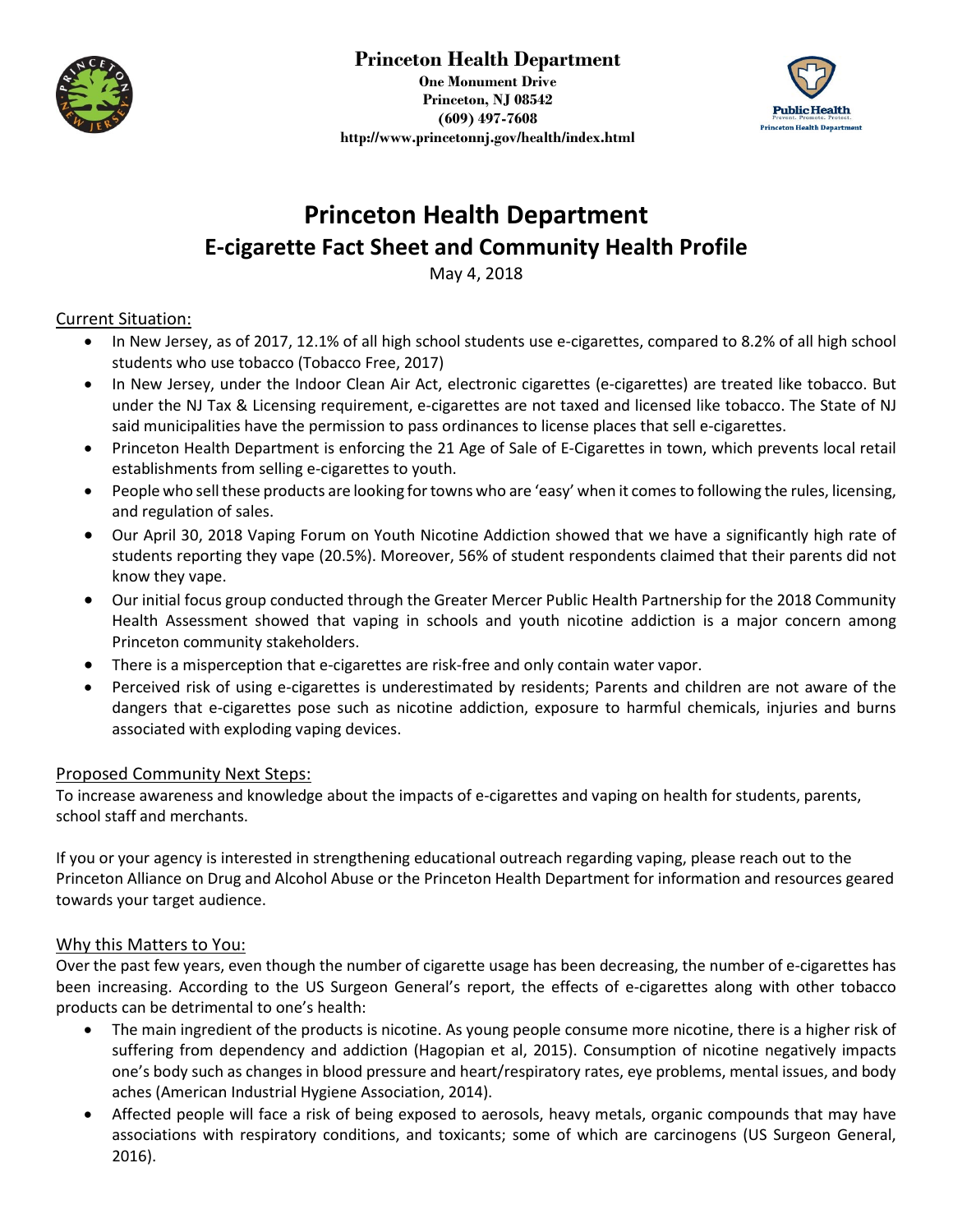**Princeton Health Department**
**One Monument Drive**
**Princeton, NJ 08542**
**(609) 497-7608**
**http://www.princetonnj.gov/health/index.html**

# Princeton Health Department

## E-cigarette Fact Sheet and Community Health Profile

May 4, 2018

### Current Situation:

- In New Jersey, as of 2017, 12.1% of all high school students use e-cigarettes, compared to 8.2% of all high school students who use tobacco (Tobacco Free, 2017)
- In New Jersey, under the Indoor Clean Air Act, electronic cigarettes (e-cigarettes) are treated like tobacco. But under the NJ Tax & Licensing requirement, e-cigarettes are not taxed and licensed like tobacco. The State of NJ said municipalities have the permission to pass ordinances to license places that sell e-cigarettes.
- Princeton Health Department is enforcing the 21 Age of Sale of E-Cigarettes in town, which prevents local retail establishments from selling e-cigarettes to youth.
- People who sell these products are looking for towns who are 'easy' when it comes to following the rules, licensing, and regulation of sales.
- Our April 30, 2018 Vaping Forum on Youth Nicotine Addiction showed that we have a significantly high rate of students reporting they vape (20.5%). Moreover, 56% of student respondents claimed that their parents did not know they vape.
- Our initial focus group conducted through the Greater Mercer Public Health Partnership for the 2018 Community Health Assessment showed that vaping in schools and youth nicotine addiction is a major concern among Princeton community stakeholders.
- There is a misperception that e-cigarettes are risk-free and only contain water vapor.
- Perceived risk of using e-cigarettes is underestimated by residents; Parents and children are not aware of the dangers that e-cigarettes pose such as nicotine addiction, exposure to harmful chemicals, injuries and burns associated with exploding vaping devices.

### Proposed Community Next Steps:

To increase awareness and knowledge about the impacts of e-cigarettes and vaping on health for students, parents, school staff and merchants.

If you or your agency is interested in strengthening educational outreach regarding vaping, please reach out to the Princeton Alliance on Drug and Alcohol Abuse or the Princeton Health Department for information and resources geared towards your target audience.

### Why this Matters to You:

Over the past few years, even though the number of cigarette usage has been decreasing, the number of e-cigarettes has been increasing. According to the US Surgeon General's report, the effects of e-cigarettes along with other tobacco products can be detrimental to one's health:

- The main ingredient of the products is nicotine. As young people consume more nicotine, there is a higher risk of suffering from dependency and addiction (Hagopian et al, 2015). Consumption of nicotine negatively impacts one's body such as changes in blood pressure and heart/respiratory rates, eye problems, mental issues, and body aches (American Industrial Hygiene Association, 2014).
- Affected people will face a risk of being exposed to aerosols, heavy metals, organic compounds that may have associations with respiratory conditions, and toxicants; some of which are carcinogens (US Surgeon General, 2016).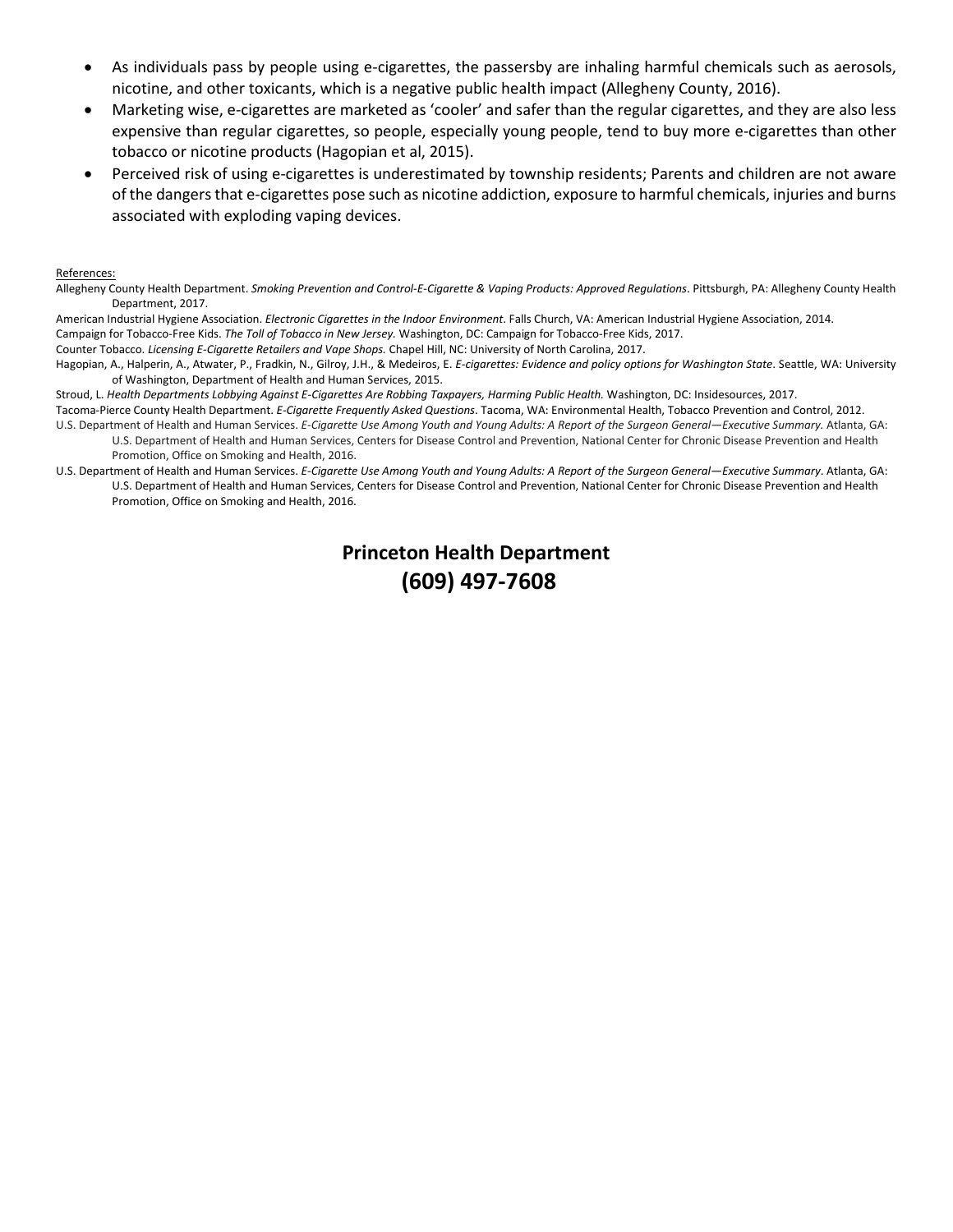- As individuals pass by people using e-cigarettes, the passersby are inhaling harmful chemicals such as aerosols, nicotine, and other toxicants, which is a negative public health impact (Allegheny County, 2016).
- Marketing wise, e-cigarettes are marketed as 'cooler' and safer than the regular cigarettes, and they are also less expensive than regular cigarettes, so people, especially young people, tend to buy more e-cigarettes than other tobacco or nicotine products (Hagopian et al, 2015).
- Perceived risk of using e-cigarettes is underestimated by township residents; Parents and children are not aware of the dangers that e-cigarettes pose such as nicotine addiction, exposure to harmful chemicals, injuries and burns associated with exploding vaping devices.

References:

Allegheny County Health Department. *Smoking Prevention and Control-E-Cigarette & Vaping Products: Approved Regulations*. Pittsburgh, PA: Allegheny County Health Department, 2017.

American Industrial Hygiene Association. *Electronic Cigarettes in the Indoor Environment*. Falls Church, VA: American Industrial Hygiene Association, 2014.

Campaign for Tobacco-Free Kids. *The Toll of Tobacco in New Jersey.* Washington, DC: Campaign for Tobacco-Free Kids, 2017.

Counter Tobacco. *Licensing E-Cigarette Retailers and Vape Shops.* Chapel Hill, NC: University of North Carolina, 2017.

Hagopian, A., Halperin, A., Atwater, P., Fradkin, N., Gilroy, J.H., & Medeiros, E. *E-cigarettes: Evidence and policy options for Washington State*. Seattle, WA: University of Washington, Department of Health and Human Services, 2015.

Stroud, L. *Health Departments Lobbying Against E-Cigarettes Are Robbing Taxpayers, Harming Public Health.* Washington, DC: Insidesources, 2017.

Tacoma-Pierce County Health Department. *E-Cigarette Frequently Asked Questions*. Tacoma, WA: Environmental Health, Tobacco Prevention and Control, 2012.

U.S. Department of Health and Human Services. *E-Cigarette Use Among Youth and Young Adults: A Report of the Surgeon General—Executive Summary.* Atlanta, GA: U.S. Department of Health and Human Services, Centers for Disease Control and Prevention, National Center for Chronic Disease Prevention and Health Promotion, Office on Smoking and Health, 2016.

U.S. Department of Health and Human Services. *E-Cigarette Use Among Youth and Young Adults: A Report of the Surgeon General—Executive Summary*. Atlanta, GA: U.S. Department of Health and Human Services, Centers for Disease Control and Prevention, National Center for Chronic Disease Prevention and Health Promotion, Office on Smoking and Health, 2016.

**Princeton Health Department**

**(609) 497-7608**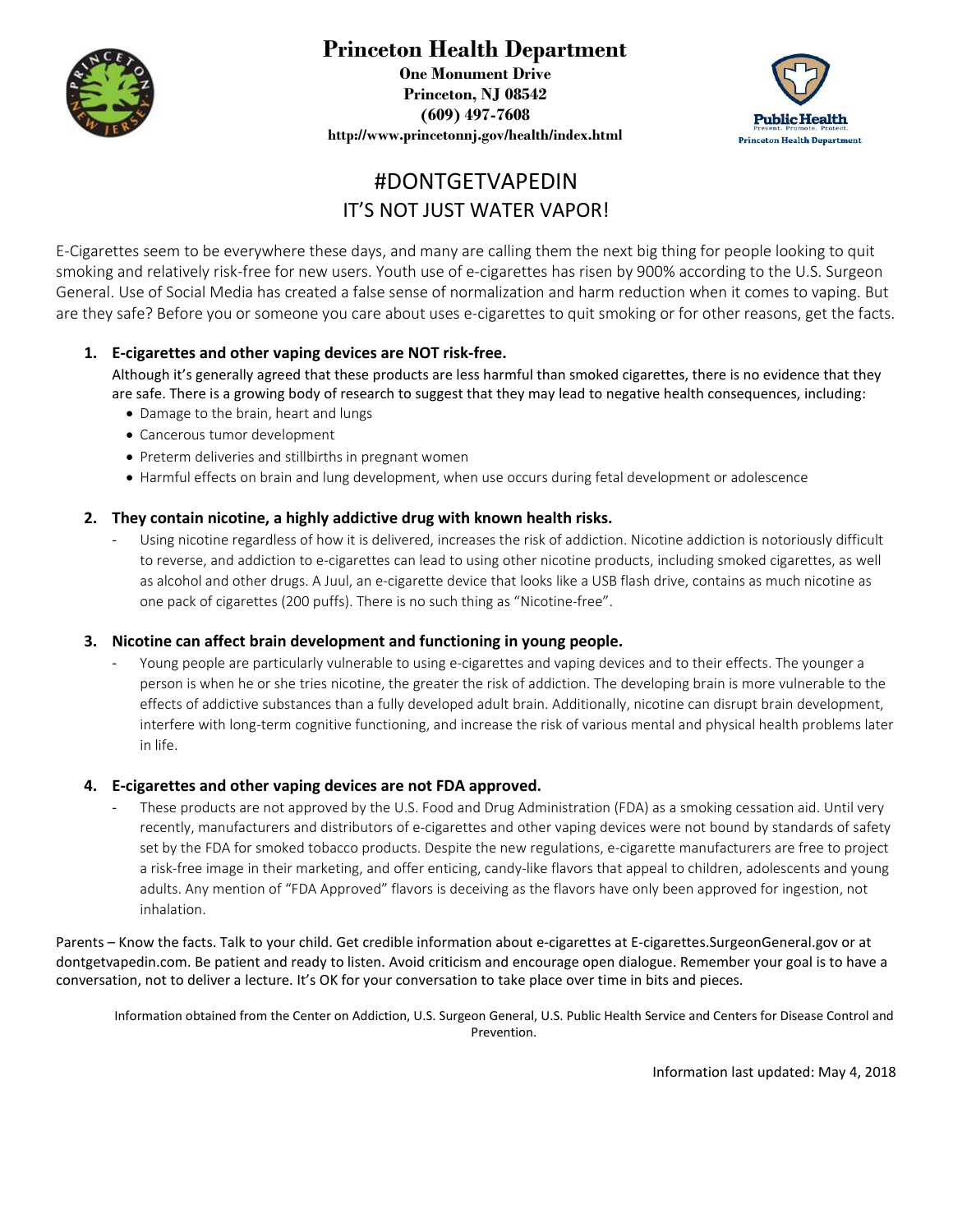# Princeton Health Department

**One Monument Drive**
**Princeton, NJ 08542**
**(609) 497-7608**
**http://www.princetonnj.gov/health/index.html**

## #DONTGETVAPEDIN
## IT'S NOT JUST WATER VAPOR!

E-Cigarettes seem to be everywhere these days, and many are calling them the next big thing for people looking to quit smoking and relatively risk-free for new users. Youth use of e-cigarettes has risen by 900% according to the U.S. Surgeon General. Use of Social Media has created a false sense of normalization and harm reduction when it comes to vaping. But are they safe? Before you or someone you care about uses e-cigarettes to quit smoking or for other reasons, get the facts.

1. **E-cigarettes and other vaping devices are NOT risk-free.**
   Although it's generally agreed that these products are less harmful than smoked cigarettes, there is no evidence that they are safe. There is a growing body of research to suggest that they may lead to negative health consequences, including:
   - Damage to the brain, heart and lungs
   - Cancerous tumor development
   - Preterm deliveries and stillbirths in pregnant women
   - Harmful effects on brain and lung development, when use occurs during fetal development or adolescence

2. **They contain nicotine, a highly addictive drug with known health risks.**
   - Using nicotine regardless of how it is delivered, increases the risk of addiction. Nicotine addiction is notoriously difficult to reverse, and addiction to e-cigarettes can lead to using other nicotine products, including smoked cigarettes, as well as alcohol and other drugs. A Juul, an e-cigarette device that looks like a USB flash drive, contains as much nicotine as one pack of cigarettes (200 puffs). There is no such thing as "Nicotine-free".

3. **Nicotine can affect brain development and functioning in young people.**
   - Young people are particularly vulnerable to using e-cigarettes and vaping devices and to their effects. The younger a person is when he or she tries nicotine, the greater the risk of addiction. The developing brain is more vulnerable to the effects of addictive substances than a fully developed adult brain. Additionally, nicotine can disrupt brain development, interfere with long-term cognitive functioning, and increase the risk of various mental and physical health problems later in life.

4. **E-cigarettes and other vaping devices are not FDA approved.**
   - These products are not approved by the U.S. Food and Drug Administration (FDA) as a smoking cessation aid. Until very recently, manufacturers and distributors of e-cigarettes and other vaping devices were not bound by standards of safety set by the FDA for smoked tobacco products. Despite the new regulations, e-cigarette manufacturers are free to project a risk-free image in their marketing, and offer enticing, candy-like flavors that appeal to children, adolescents and young adults. Any mention of "FDA Approved" flavors is deceiving as the flavors have only been approved for ingestion, not inhalation.

Parents – Know the facts. Talk to your child. Get credible information about e-cigarettes at E-cigarettes.SurgeonGeneral.gov or at dontgetvapedin.com. Be patient and ready to listen. Avoid criticism and encourage open dialogue. Remember your goal is to have a conversation, not to deliver a lecture. It's OK for your conversation to take place over time in bits and pieces.

Information obtained from the Center on Addiction, U.S. Surgeon General, U.S. Public Health Service and Centers for Disease Control and Prevention.

Information last updated: May 4, 2018